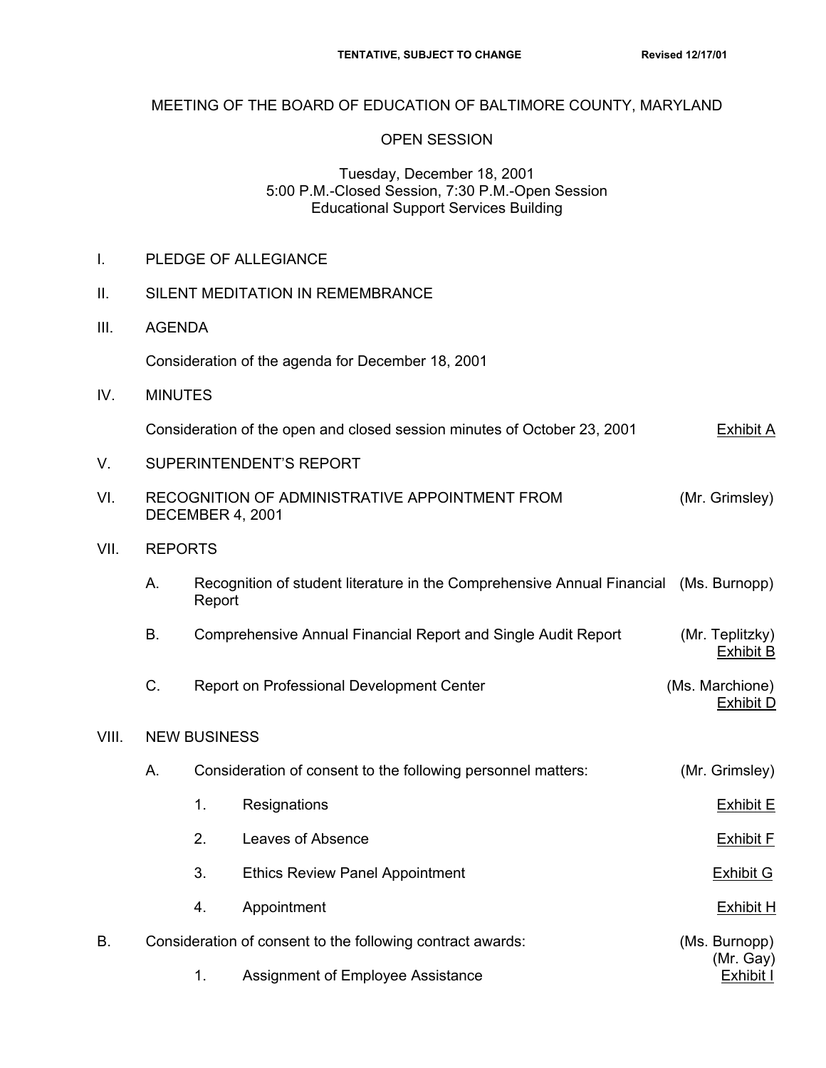**TENTATIVE, SUBJECT TO CHANGE** **Revised 12/17/01**

# MEETING OF THE BOARD OF EDUCATION OF BALTIMORE COUNTY, MARYLAND

## OPEN SESSION

Tuesday, December 18, 2001
5:00 P.M.-Closed Session, 7:30 P.M.-Open Session
Educational Support Services Building

I. PLEDGE OF ALLEGIANCE

II. SILENT MEDITATION IN REMEMBRANCE

III. AGENDA

Consideration of the agenda for December 18, 2001

IV. MINUTES

Consideration of the open and closed session minutes of October 23, 2001 — Exhibit A

V. SUPERINTENDENT'S REPORT

VI. RECOGNITION OF ADMINISTRATIVE APPOINTMENT FROM DECEMBER 4, 2001 — (Mr. Grimsley)

VII. REPORTS

- A. Recognition of student literature in the Comprehensive Annual Financial Report — (Ms. Burnopp)
- B. Comprehensive Annual Financial Report and Single Audit Report — (Mr. Teplitzky) Exhibit B
- C. Report on Professional Development Center — (Ms. Marchione) Exhibit D

VIII. NEW BUSINESS

- A. Consideration of consent to the following personnel matters: — (Mr. Grimsley)
  1. Resignations — Exhibit E
  2. Leaves of Absence — Exhibit F
  3. Ethics Review Panel Appointment — Exhibit G
  4. Appointment — Exhibit H

B. Consideration of consent to the following contract awards: — (Ms. Burnopp) (Mr. Gay)

1. Assignment of Employee Assistance — Exhibit I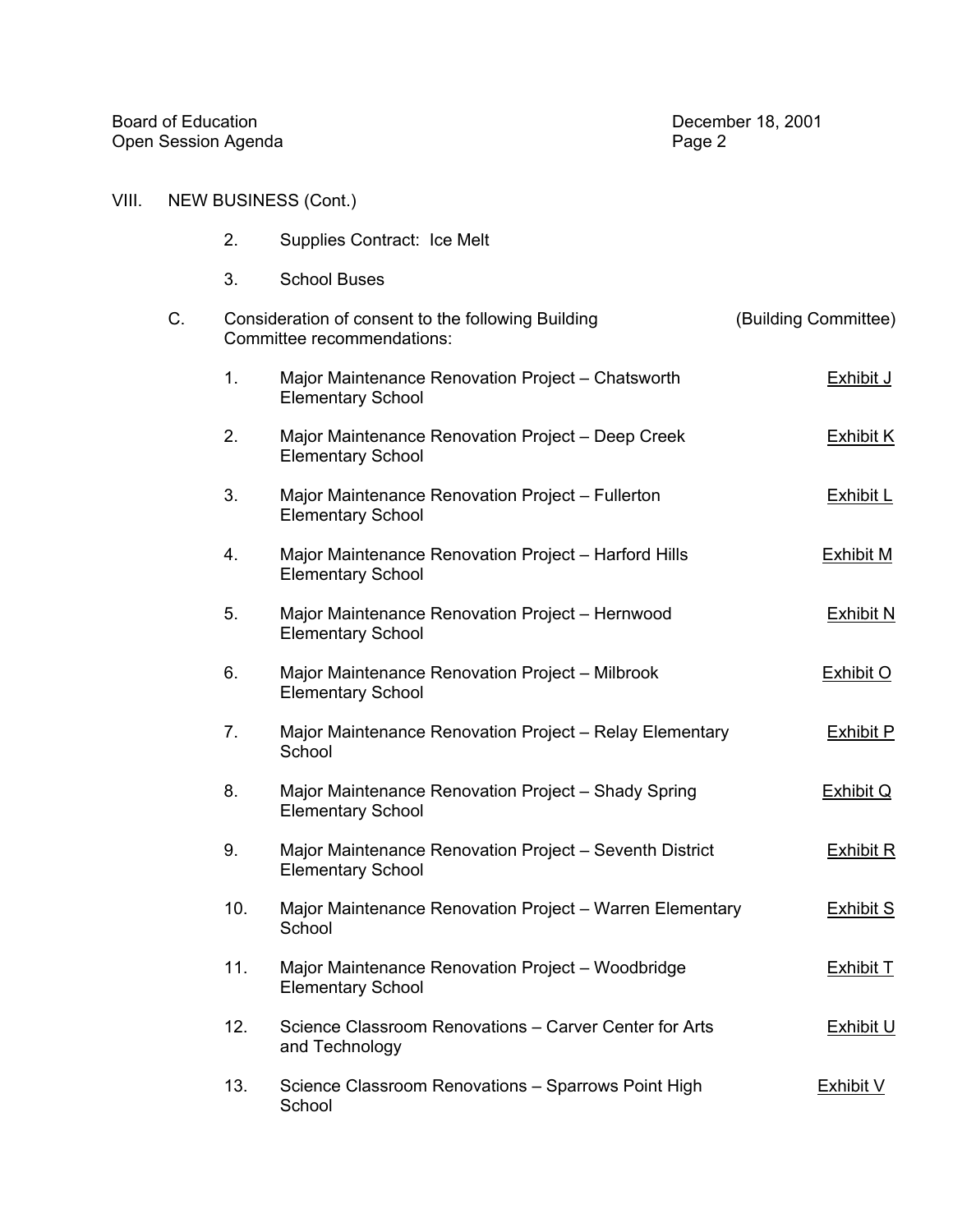VIII. NEW BUSINESS (Cont.)

2. Supplies Contract: Ice Melt

3. School Buses

C. Consideration of consent to the following Building Committee recommendations: (Building Committee)

1. Major Maintenance Renovation Project – Chatsworth Elementary School — Exhibit J

2. Major Maintenance Renovation Project – Deep Creek Elementary School — Exhibit K

3. Major Maintenance Renovation Project – Fullerton Elementary School — Exhibit L

4. Major Maintenance Renovation Project – Harford Hills Elementary School — Exhibit M

5. Major Maintenance Renovation Project – Hernwood Elementary School — Exhibit N

6. Major Maintenance Renovation Project – Milbrook Elementary School — Exhibit O

7. Major Maintenance Renovation Project – Relay Elementary School — Exhibit P

8. Major Maintenance Renovation Project – Shady Spring Elementary School — Exhibit Q

9. Major Maintenance Renovation Project – Seventh District Elementary School — Exhibit R

10. Major Maintenance Renovation Project – Warren Elementary School — Exhibit S

11. Major Maintenance Renovation Project – Woodbridge Elementary School — Exhibit T

12. Science Classroom Renovations – Carver Center for Arts and Technology — Exhibit U

13. Science Classroom Renovations – Sparrows Point High School — Exhibit V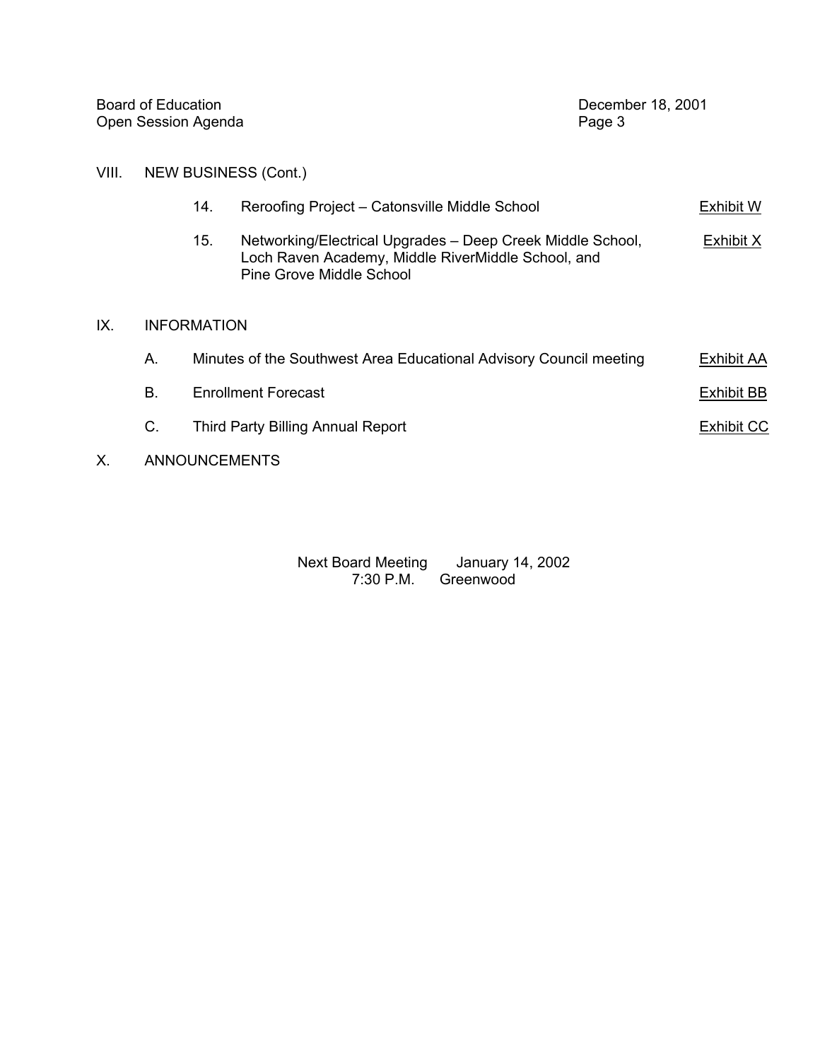VIII. NEW BUSINESS (Cont.)

14. Reroofing Project – Catonsville Middle School — Exhibit W

15. Networking/Electrical Upgrades – Deep Creek Middle School, Loch Raven Academy, Middle RiverMiddle School, and Pine Grove Middle School — Exhibit X

IX. INFORMATION

A. Minutes of the Southwest Area Educational Advisory Council meeting — Exhibit AA

B. Enrollment Forecast — Exhibit BB

C. Third Party Billing Annual Report — Exhibit CC

X. ANNOUNCEMENTS

Next Board Meeting January 14, 2002
7:30 P.M. Greenwood